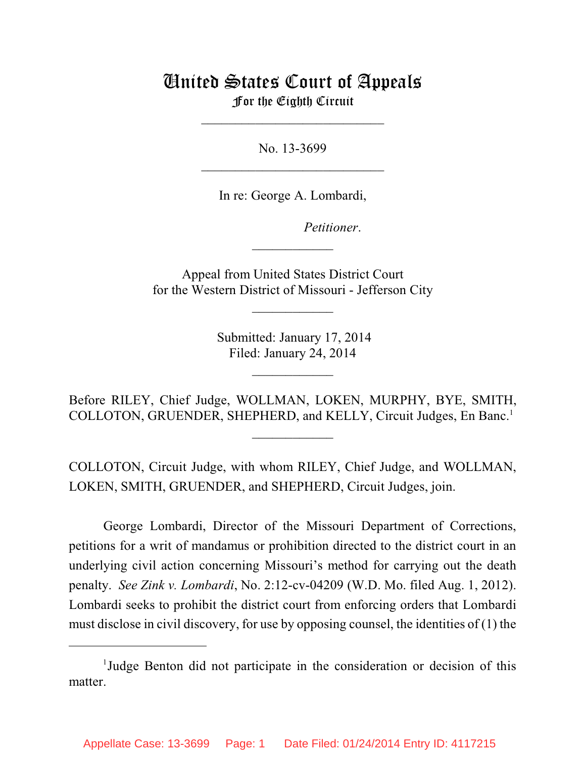# United States Court of Appeals
## For the Eighth Circuit

---

No. 13-3699

---

In re: George A. Lombardi,

*Petitioner*.

---

Appeal from United States District Court
for the Western District of Missouri - Jefferson City

---

Submitted: January 17, 2014
Filed: January 24, 2014

---

Before RILEY, Chief Judge, WOLLMAN, LOKEN, MURPHY, BYE, SMITH, COLLOTON, GRUENDER, SHEPHERD, and KELLY, Circuit Judges, En Banc.[1]

---

COLLOTON, Circuit Judge, with whom RILEY, Chief Judge, and WOLLMAN, LOKEN, SMITH, GRUENDER, and SHEPHERD, Circuit Judges, join.

George Lombardi, Director of the Missouri Department of Corrections, petitions for a writ of mandamus or prohibition directed to the district court in an underlying civil action concerning Missouri's method for carrying out the death penalty. *See Zink v. Lombardi*, No. 2:12-cv-04209 (W.D. Mo. filed Aug. 1, 2012). Lombardi seeks to prohibit the district court from enforcing orders that Lombardi must disclose in civil discovery, for use by opposing counsel, the identities of (1) the

---

[1]Judge Benton did not participate in the consideration or decision of this matter.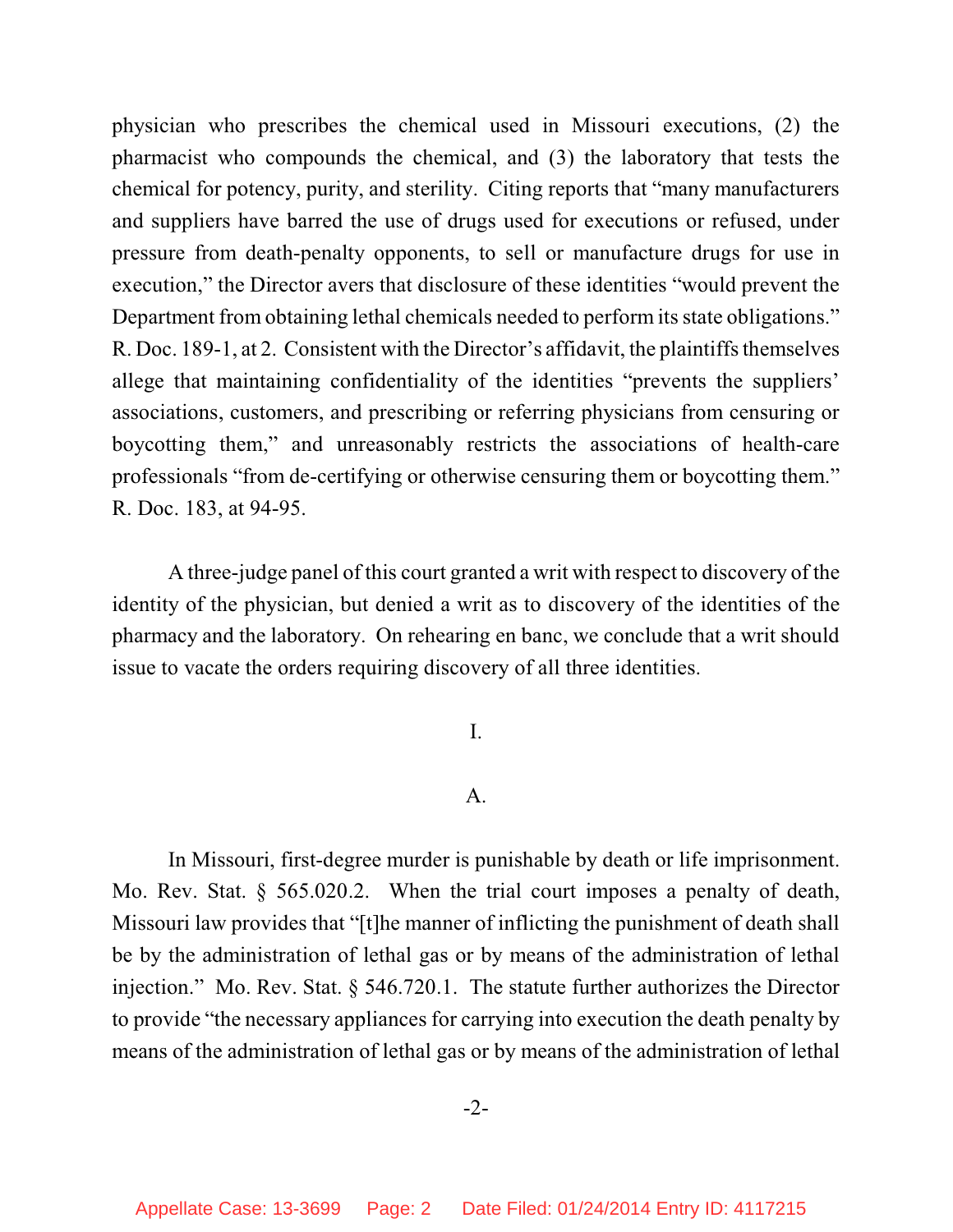physician who prescribes the chemical used in Missouri executions, (2) the pharmacist who compounds the chemical, and (3) the laboratory that tests the chemical for potency, purity, and sterility. Citing reports that "many manufacturers and suppliers have barred the use of drugs used for executions or refused, under pressure from death-penalty opponents, to sell or manufacture drugs for use in execution," the Director avers that disclosure of these identities "would prevent the Department from obtaining lethal chemicals needed to perform its state obligations." R. Doc. 189-1, at 2. Consistent with the Director's affidavit, the plaintiffs themselves allege that maintaining confidentiality of the identities "prevents the suppliers' associations, customers, and prescribing or referring physicians from censuring or boycotting them," and unreasonably restricts the associations of health-care professionals "from de-certifying or otherwise censuring them or boycotting them." R. Doc. 183, at 94-95.

A three-judge panel of this court granted a writ with respect to discovery of the identity of the physician, but denied a writ as to discovery of the identities of the pharmacy and the laboratory. On rehearing en banc, we conclude that a writ should issue to vacate the orders requiring discovery of all three identities.

I.

A.

In Missouri, first-degree murder is punishable by death or life imprisonment. Mo. Rev. Stat. § 565.020.2. When the trial court imposes a penalty of death, Missouri law provides that "[t]he manner of inflicting the punishment of death shall be by the administration of lethal gas or by means of the administration of lethal injection." Mo. Rev. Stat. § 546.720.1. The statute further authorizes the Director to provide "the necessary appliances for carrying into execution the death penalty by means of the administration of lethal gas or by means of the administration of lethal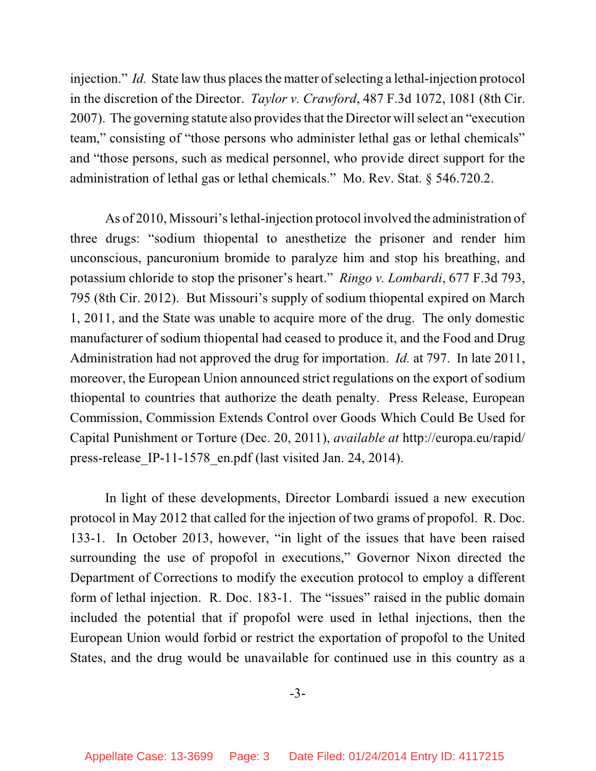injection." *Id.* State law thus places the matter of selecting a lethal-injection protocol in the discretion of the Director. *Taylor v. Crawford*, 487 F.3d 1072, 1081 (8th Cir. 2007). The governing statute also provides that the Director will select an "execution team," consisting of "those persons who administer lethal gas or lethal chemicals" and "those persons, such as medical personnel, who provide direct support for the administration of lethal gas or lethal chemicals." Mo. Rev. Stat. § 546.720.2.

As of 2010, Missouri's lethal-injection protocol involved the administration of three drugs: "sodium thiopental to anesthetize the prisoner and render him unconscious, pancuronium bromide to paralyze him and stop his breathing, and potassium chloride to stop the prisoner's heart." *Ringo v. Lombardi*, 677 F.3d 793, 795 (8th Cir. 2012). But Missouri's supply of sodium thiopental expired on March 1, 2011, and the State was unable to acquire more of the drug. The only domestic manufacturer of sodium thiopental had ceased to produce it, and the Food and Drug Administration had not approved the drug for importation. *Id.* at 797. In late 2011, moreover, the European Union announced strict regulations on the export of sodium thiopental to countries that authorize the death penalty. Press Release, European Commission, Commission Extends Control over Goods Which Could Be Used for Capital Punishment or Torture (Dec. 20, 2011), *available at* http://europa.eu/rapid/press-release_IP-11-1578_en.pdf (last visited Jan. 24, 2014).

In light of these developments, Director Lombardi issued a new execution protocol in May 2012 that called for the injection of two grams of propofol. R. Doc. 133-1. In October 2013, however, "in light of the issues that have been raised surrounding the use of propofol in executions," Governor Nixon directed the Department of Corrections to modify the execution protocol to employ a different form of lethal injection. R. Doc. 183-1. The "issues" raised in the public domain included the potential that if propofol were used in lethal injections, then the European Union would forbid or restrict the exportation of propofol to the United States, and the drug would be unavailable for continued use in this country as a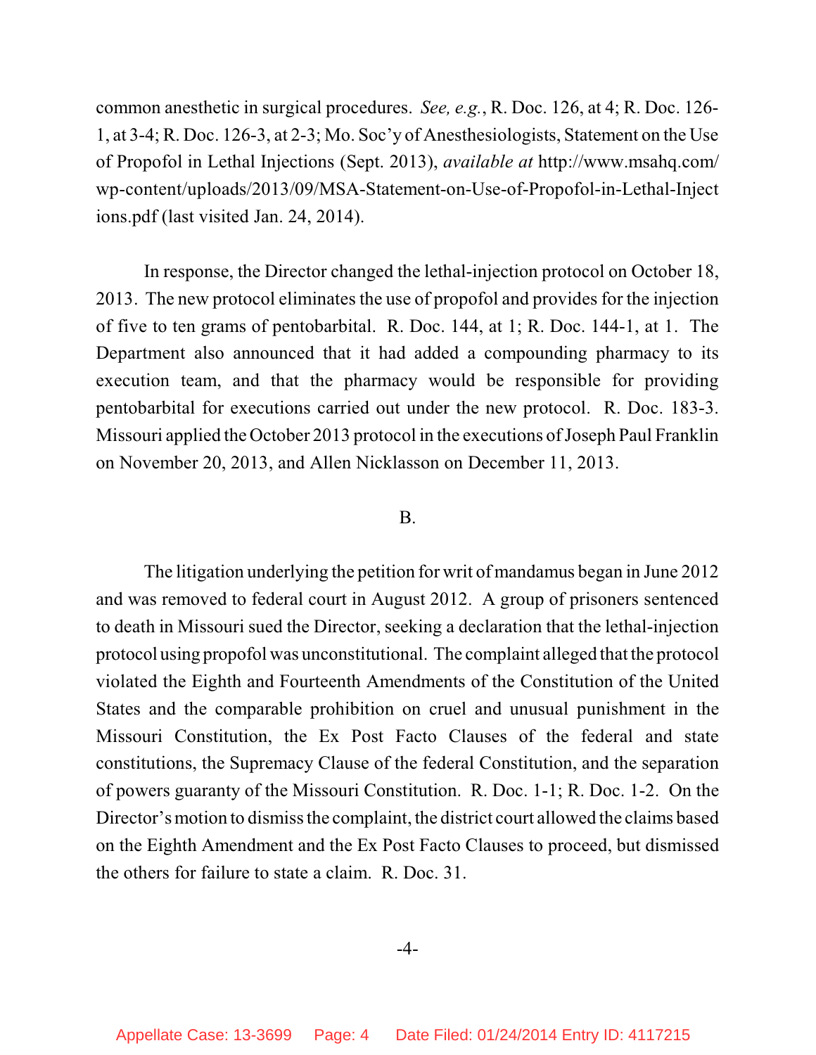common anesthetic in surgical procedures. *See, e.g.*, R. Doc. 126, at 4; R. Doc. 126-1, at 3-4; R. Doc. 126-3, at 2-3; Mo. Soc'y of Anesthesiologists, Statement on the Use of Propofol in Lethal Injections (Sept. 2013), *available at* http://www.msahq.com/wp-content/uploads/2013/09/MSA-Statement-on-Use-of-Propofol-in-Lethal-Injections.pdf (last visited Jan. 24, 2014).

In response, the Director changed the lethal-injection protocol on October 18, 2013. The new protocol eliminates the use of propofol and provides for the injection of five to ten grams of pentobarbital. R. Doc. 144, at 1; R. Doc. 144-1, at 1. The Department also announced that it had added a compounding pharmacy to its execution team, and that the pharmacy would be responsible for providing pentobarbital for executions carried out under the new protocol. R. Doc. 183-3. Missouri applied the October 2013 protocol in the executions of Joseph Paul Franklin on November 20, 2013, and Allen Nicklasson on December 11, 2013.

## B.

The litigation underlying the petition for writ of mandamus began in June 2012 and was removed to federal court in August 2012. A group of prisoners sentenced to death in Missouri sued the Director, seeking a declaration that the lethal-injection protocol using propofol was unconstitutional. The complaint alleged that the protocol violated the Eighth and Fourteenth Amendments of the Constitution of the United States and the comparable prohibition on cruel and unusual punishment in the Missouri Constitution, the Ex Post Facto Clauses of the federal and state constitutions, the Supremacy Clause of the federal Constitution, and the separation of powers guaranty of the Missouri Constitution. R. Doc. 1-1; R. Doc. 1-2. On the Director's motion to dismiss the complaint, the district court allowed the claims based on the Eighth Amendment and the Ex Post Facto Clauses to proceed, but dismissed the others for failure to state a claim. R. Doc. 31.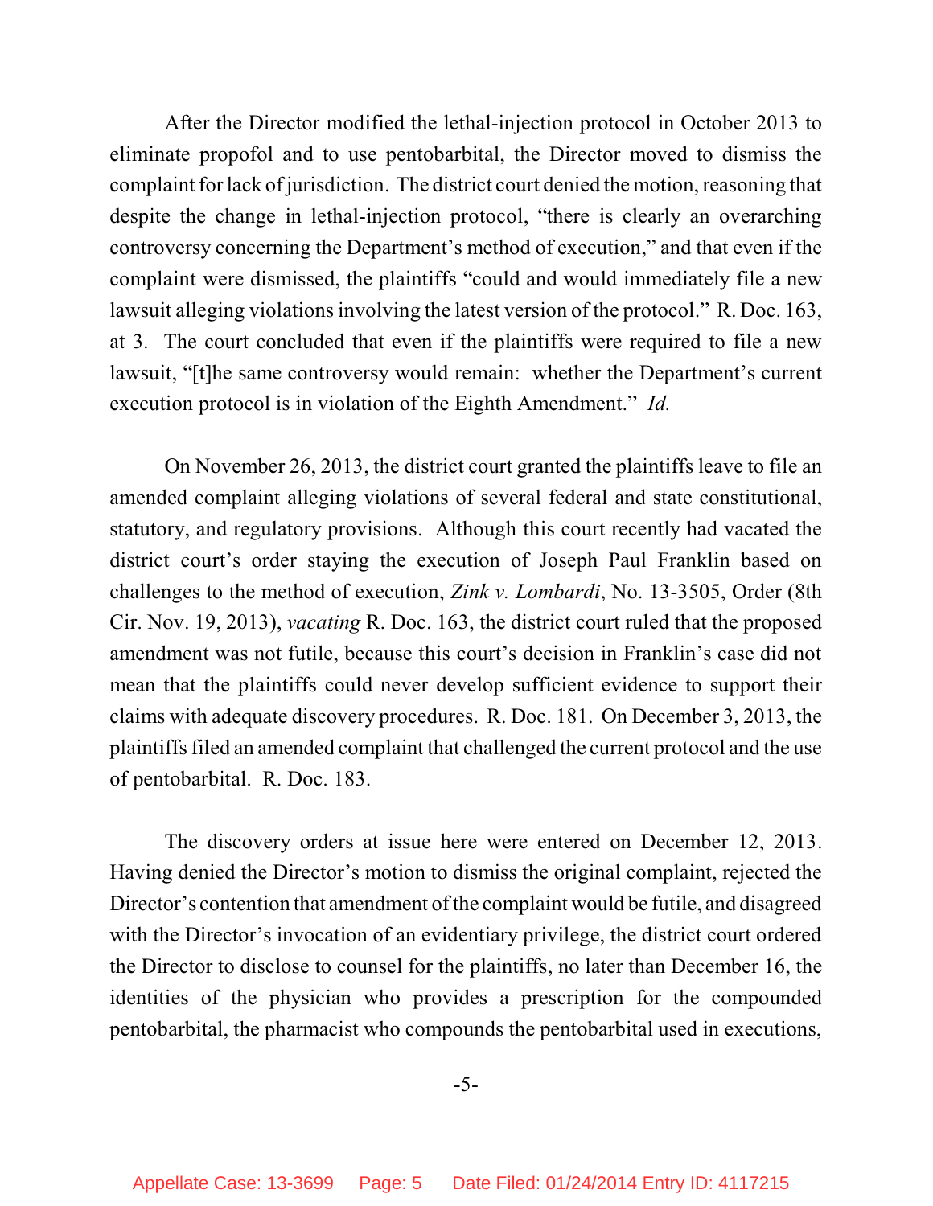After the Director modified the lethal-injection protocol in October 2013 to eliminate propofol and to use pentobarbital, the Director moved to dismiss the complaint for lack of jurisdiction. The district court denied the motion, reasoning that despite the change in lethal-injection protocol, "there is clearly an overarching controversy concerning the Department's method of execution," and that even if the complaint were dismissed, the plaintiffs "could and would immediately file a new lawsuit alleging violations involving the latest version of the protocol." R. Doc. 163, at 3. The court concluded that even if the plaintiffs were required to file a new lawsuit, "[t]he same controversy would remain: whether the Department's current execution protocol is in violation of the Eighth Amendment." *Id.*

On November 26, 2013, the district court granted the plaintiffs leave to file an amended complaint alleging violations of several federal and state constitutional, statutory, and regulatory provisions. Although this court recently had vacated the district court's order staying the execution of Joseph Paul Franklin based on challenges to the method of execution, *Zink v. Lombardi*, No. 13-3505, Order (8th Cir. Nov. 19, 2013), *vacating* R. Doc. 163, the district court ruled that the proposed amendment was not futile, because this court's decision in Franklin's case did not mean that the plaintiffs could never develop sufficient evidence to support their claims with adequate discovery procedures. R. Doc. 181. On December 3, 2013, the plaintiffs filed an amended complaint that challenged the current protocol and the use of pentobarbital. R. Doc. 183.

The discovery orders at issue here were entered on December 12, 2013. Having denied the Director's motion to dismiss the original complaint, rejected the Director's contention that amendment of the complaint would be futile, and disagreed with the Director's invocation of an evidentiary privilege, the district court ordered the Director to disclose to counsel for the plaintiffs, no later than December 16, the identities of the physician who provides a prescription for the compounded pentobarbital, the pharmacist who compounds the pentobarbital used in executions,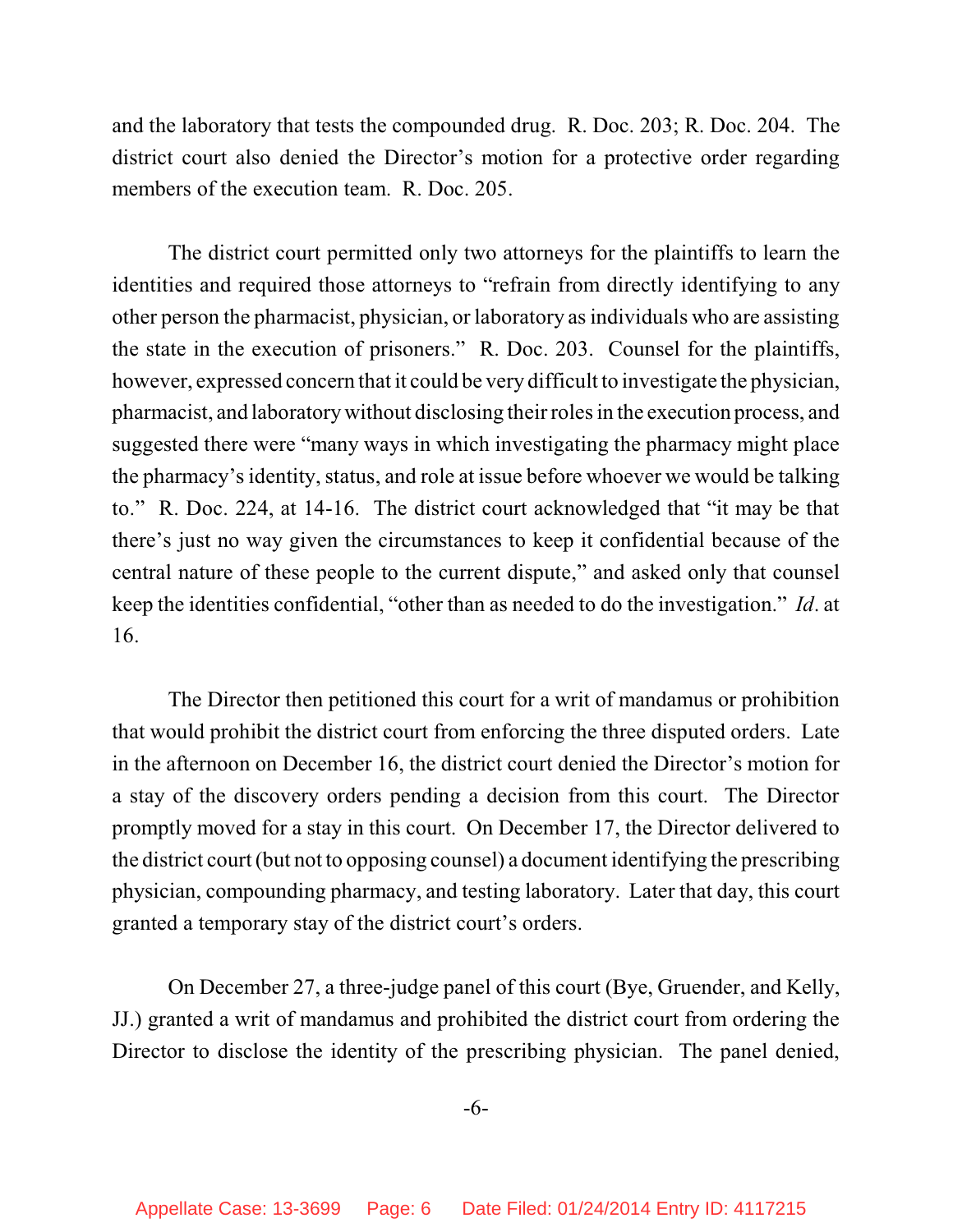and the laboratory that tests the compounded drug. R. Doc. 203; R. Doc. 204. The district court also denied the Director's motion for a protective order regarding members of the execution team. R. Doc. 205.

The district court permitted only two attorneys for the plaintiffs to learn the identities and required those attorneys to "refrain from directly identifying to any other person the pharmacist, physician, or laboratory as individuals who are assisting the state in the execution of prisoners." R. Doc. 203. Counsel for the plaintiffs, however, expressed concern that it could be very difficult to investigate the physician, pharmacist, and laboratory without disclosing their roles in the execution process, and suggested there were "many ways in which investigating the pharmacy might place the pharmacy's identity, status, and role at issue before whoever we would be talking to." R. Doc. 224, at 14-16. The district court acknowledged that "it may be that there's just no way given the circumstances to keep it confidential because of the central nature of these people to the current dispute," and asked only that counsel keep the identities confidential, "other than as needed to do the investigation." *Id*. at 16.

The Director then petitioned this court for a writ of mandamus or prohibition that would prohibit the district court from enforcing the three disputed orders. Late in the afternoon on December 16, the district court denied the Director's motion for a stay of the discovery orders pending a decision from this court. The Director promptly moved for a stay in this court. On December 17, the Director delivered to the district court (but not to opposing counsel) a document identifying the prescribing physician, compounding pharmacy, and testing laboratory. Later that day, this court granted a temporary stay of the district court's orders.

On December 27, a three-judge panel of this court (Bye, Gruender, and Kelly, JJ.) granted a writ of mandamus and prohibited the district court from ordering the Director to disclose the identity of the prescribing physician. The panel denied,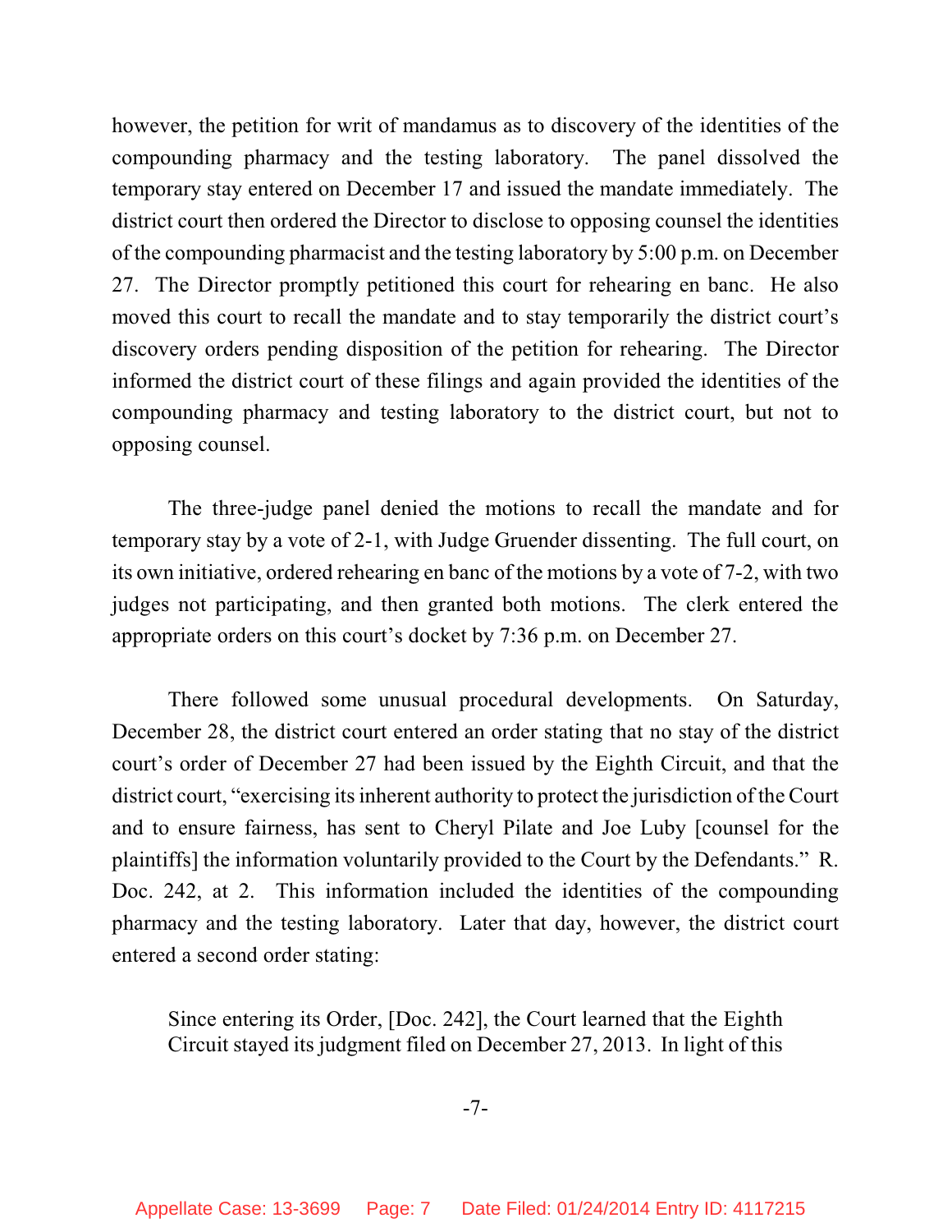however, the petition for writ of mandamus as to discovery of the identities of the compounding pharmacy and the testing laboratory. The panel dissolved the temporary stay entered on December 17 and issued the mandate immediately. The district court then ordered the Director to disclose to opposing counsel the identities of the compounding pharmacist and the testing laboratory by 5:00 p.m. on December 27. The Director promptly petitioned this court for rehearing en banc. He also moved this court to recall the mandate and to stay temporarily the district court's discovery orders pending disposition of the petition for rehearing. The Director informed the district court of these filings and again provided the identities of the compounding pharmacy and testing laboratory to the district court, but not to opposing counsel.

The three-judge panel denied the motions to recall the mandate and for temporary stay by a vote of 2-1, with Judge Gruender dissenting. The full court, on its own initiative, ordered rehearing en banc of the motions by a vote of 7-2, with two judges not participating, and then granted both motions. The clerk entered the appropriate orders on this court's docket by 7:36 p.m. on December 27.

There followed some unusual procedural developments. On Saturday, December 28, the district court entered an order stating that no stay of the district court's order of December 27 had been issued by the Eighth Circuit, and that the district court, "exercising its inherent authority to protect the jurisdiction of the Court and to ensure fairness, has sent to Cheryl Pilate and Joe Luby [counsel for the plaintiffs] the information voluntarily provided to the Court by the Defendants." R. Doc. 242, at 2. This information included the identities of the compounding pharmacy and the testing laboratory. Later that day, however, the district court entered a second order stating:

> Since entering its Order, [Doc. 242], the Court learned that the Eighth Circuit stayed its judgment filed on December 27, 2013. In light of this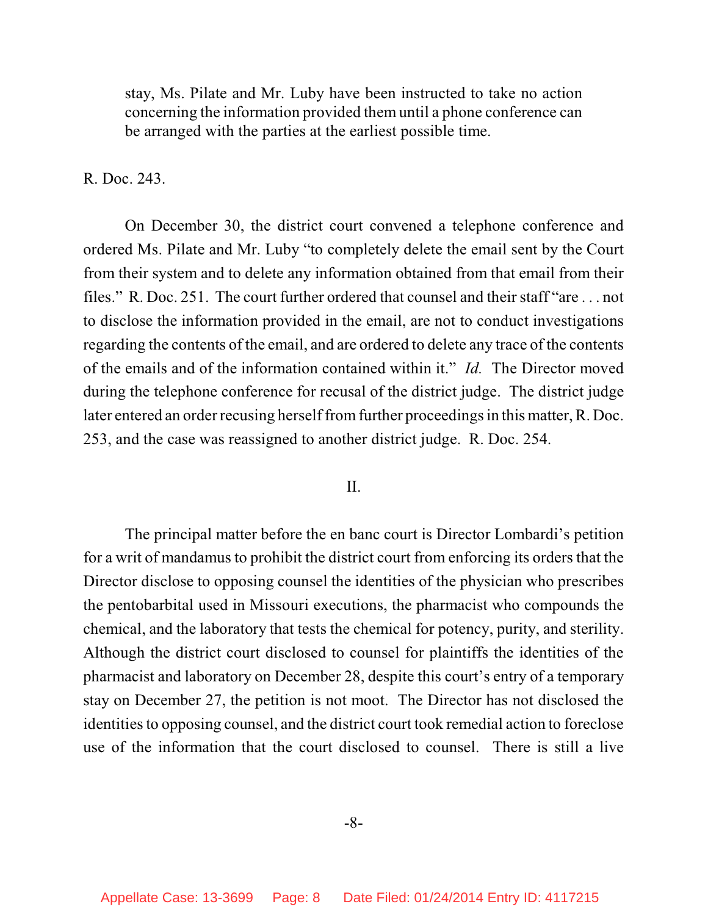> stay, Ms. Pilate and Mr. Luby have been instructed to take no action concerning the information provided them until a phone conference can be arranged with the parties at the earliest possible time.

R. Doc. 243.

On December 30, the district court convened a telephone conference and ordered Ms. Pilate and Mr. Luby "to completely delete the email sent by the Court from their system and to delete any information obtained from that email from their files." R. Doc. 251. The court further ordered that counsel and their staff "are . . . not to disclose the information provided in the email, are not to conduct investigations regarding the contents of the email, and are ordered to delete any trace of the contents of the emails and of the information contained within it." *Id.* The Director moved during the telephone conference for recusal of the district judge. The district judge later entered an order recusing herself from further proceedings in this matter, R. Doc. 253, and the case was reassigned to another district judge. R. Doc. 254.

II.

The principal matter before the en banc court is Director Lombardi's petition for a writ of mandamus to prohibit the district court from enforcing its orders that the Director disclose to opposing counsel the identities of the physician who prescribes the pentobarbital used in Missouri executions, the pharmacist who compounds the chemical, and the laboratory that tests the chemical for potency, purity, and sterility. Although the district court disclosed to counsel for plaintiffs the identities of the pharmacist and laboratory on December 28, despite this court's entry of a temporary stay on December 27, the petition is not moot. The Director has not disclosed the identities to opposing counsel, and the district court took remedial action to foreclose use of the information that the court disclosed to counsel. There is still a live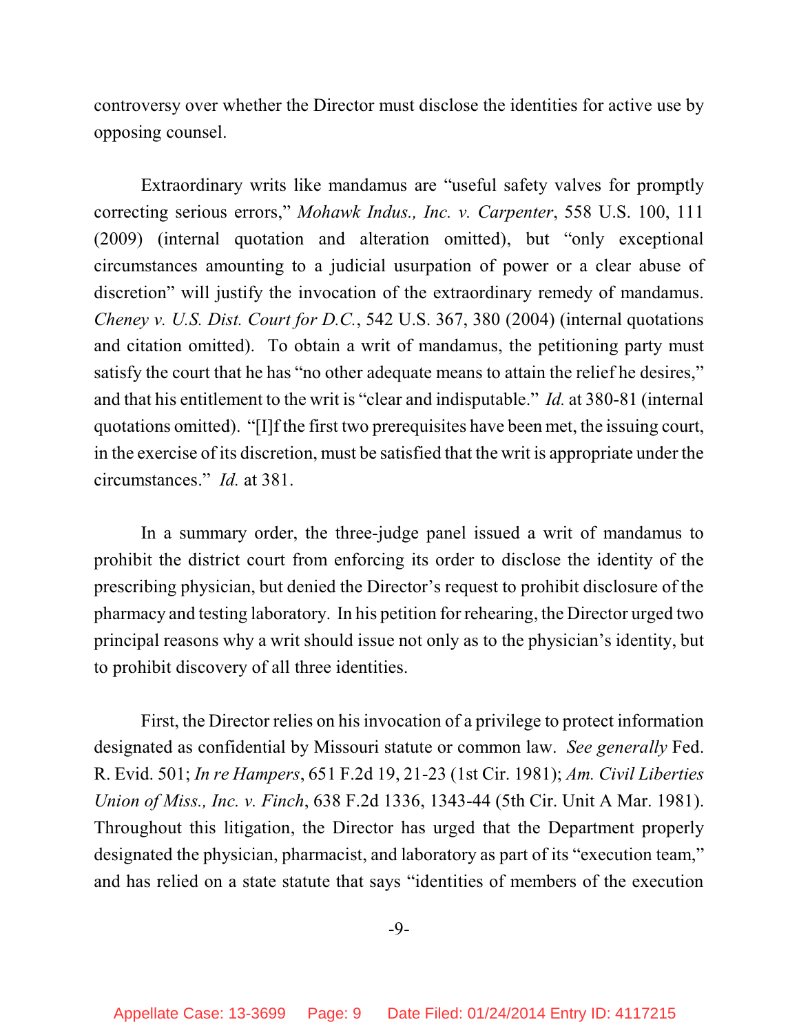controversy over whether the Director must disclose the identities for active use by opposing counsel.

Extraordinary writs like mandamus are "useful safety valves for promptly correcting serious errors," *Mohawk Indus., Inc. v. Carpenter*, 558 U.S. 100, 111 (2009) (internal quotation and alteration omitted), but "only exceptional circumstances amounting to a judicial usurpation of power or a clear abuse of discretion" will justify the invocation of the extraordinary remedy of mandamus. *Cheney v. U.S. Dist. Court for D.C.*, 542 U.S. 367, 380 (2004) (internal quotations and citation omitted). To obtain a writ of mandamus, the petitioning party must satisfy the court that he has "no other adequate means to attain the relief he desires," and that his entitlement to the writ is "clear and indisputable." *Id.* at 380-81 (internal quotations omitted). "[I]f the first two prerequisites have been met, the issuing court, in the exercise of its discretion, must be satisfied that the writ is appropriate under the circumstances." *Id.* at 381.

In a summary order, the three-judge panel issued a writ of mandamus to prohibit the district court from enforcing its order to disclose the identity of the prescribing physician, but denied the Director's request to prohibit disclosure of the pharmacy and testing laboratory. In his petition for rehearing, the Director urged two principal reasons why a writ should issue not only as to the physician's identity, but to prohibit discovery of all three identities.

First, the Director relies on his invocation of a privilege to protect information designated as confidential by Missouri statute or common law. *See generally* Fed. R. Evid. 501; *In re Hampers*, 651 F.2d 19, 21-23 (1st Cir. 1981); *Am. Civil Liberties Union of Miss., Inc. v. Finch*, 638 F.2d 1336, 1343-44 (5th Cir. Unit A Mar. 1981). Throughout this litigation, the Director has urged that the Department properly designated the physician, pharmacist, and laboratory as part of its "execution team," and has relied on a state statute that says "identities of members of the execution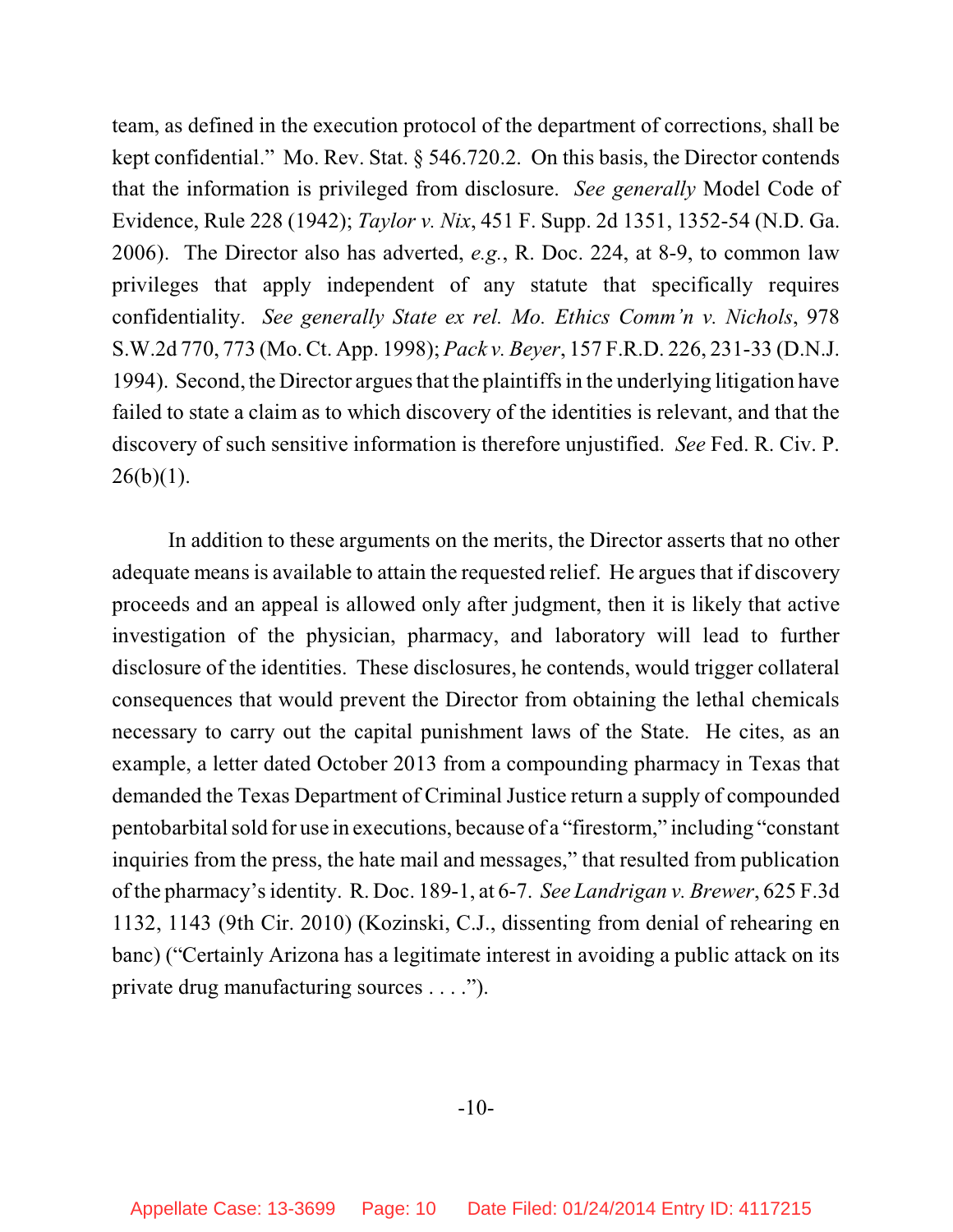team, as defined in the execution protocol of the department of corrections, shall be kept confidential." Mo. Rev. Stat. § 546.720.2. On this basis, the Director contends that the information is privileged from disclosure. *See generally* Model Code of Evidence, Rule 228 (1942); *Taylor v. Nix*, 451 F. Supp. 2d 1351, 1352-54 (N.D. Ga. 2006). The Director also has adverted, *e.g.*, R. Doc. 224, at 8-9, to common law privileges that apply independent of any statute that specifically requires confidentiality. *See generally State ex rel. Mo. Ethics Comm'n v. Nichols*, 978 S.W.2d 770, 773 (Mo. Ct. App. 1998); *Pack v. Beyer*, 157 F.R.D. 226, 231-33 (D.N.J. 1994). Second, the Director argues that the plaintiffs in the underlying litigation have failed to state a claim as to which discovery of the identities is relevant, and that the discovery of such sensitive information is therefore unjustified. *See* Fed. R. Civ. P. 26(b)(1).

In addition to these arguments on the merits, the Director asserts that no other adequate means is available to attain the requested relief. He argues that if discovery proceeds and an appeal is allowed only after judgment, then it is likely that active investigation of the physician, pharmacy, and laboratory will lead to further disclosure of the identities. These disclosures, he contends, would trigger collateral consequences that would prevent the Director from obtaining the lethal chemicals necessary to carry out the capital punishment laws of the State. He cites, as an example, a letter dated October 2013 from a compounding pharmacy in Texas that demanded the Texas Department of Criminal Justice return a supply of compounded pentobarbital sold for use in executions, because of a "firestorm," including "constant inquiries from the press, the hate mail and messages," that resulted from publication of the pharmacy's identity. R. Doc. 189-1, at 6-7. *See Landrigan v. Brewer*, 625 F.3d 1132, 1143 (9th Cir. 2010) (Kozinski, C.J., dissenting from denial of rehearing en banc) ("Certainly Arizona has a legitimate interest in avoiding a public attack on its private drug manufacturing sources . . . .").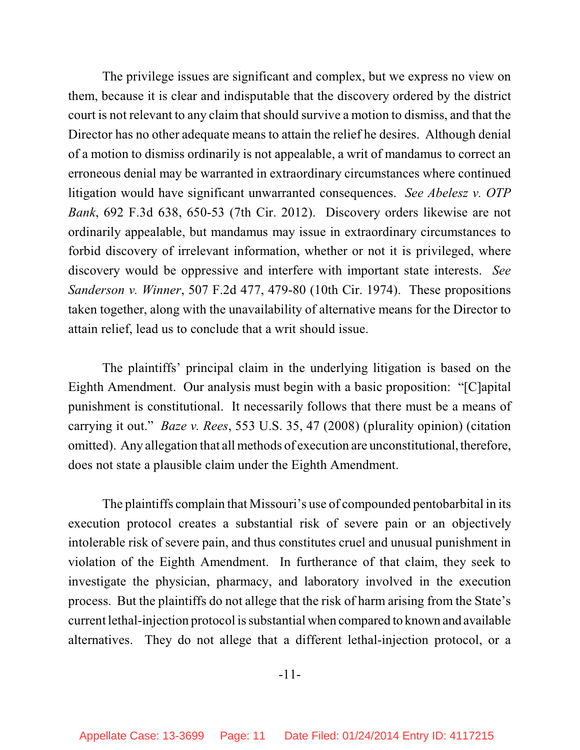The privilege issues are significant and complex, but we express no view on them, because it is clear and indisputable that the discovery ordered by the district court is not relevant to any claim that should survive a motion to dismiss, and that the Director has no other adequate means to attain the relief he desires. Although denial of a motion to dismiss ordinarily is not appealable, a writ of mandamus to correct an erroneous denial may be warranted in extraordinary circumstances where continued litigation would have significant unwarranted consequences. *See Abelesz v. OTP Bank*, 692 F.3d 638, 650-53 (7th Cir. 2012). Discovery orders likewise are not ordinarily appealable, but mandamus may issue in extraordinary circumstances to forbid discovery of irrelevant information, whether or not it is privileged, where discovery would be oppressive and interfere with important state interests. *See Sanderson v. Winner*, 507 F.2d 477, 479-80 (10th Cir. 1974). These propositions taken together, along with the unavailability of alternative means for the Director to attain relief, lead us to conclude that a writ should issue.

The plaintiffs' principal claim in the underlying litigation is based on the Eighth Amendment. Our analysis must begin with a basic proposition: "[C]apital punishment is constitutional. It necessarily follows that there must be a means of carrying it out." *Baze v. Rees*, 553 U.S. 35, 47 (2008) (plurality opinion) (citation omitted). Any allegation that all methods of execution are unconstitutional, therefore, does not state a plausible claim under the Eighth Amendment.

The plaintiffs complain that Missouri's use of compounded pentobarbital in its execution protocol creates a substantial risk of severe pain or an objectively intolerable risk of severe pain, and thus constitutes cruel and unusual punishment in violation of the Eighth Amendment. In furtherance of that claim, they seek to investigate the physician, pharmacy, and laboratory involved in the execution process. But the plaintiffs do not allege that the risk of harm arising from the State's current lethal-injection protocol is substantial when compared to known and available alternatives. They do not allege that a different lethal-injection protocol, or a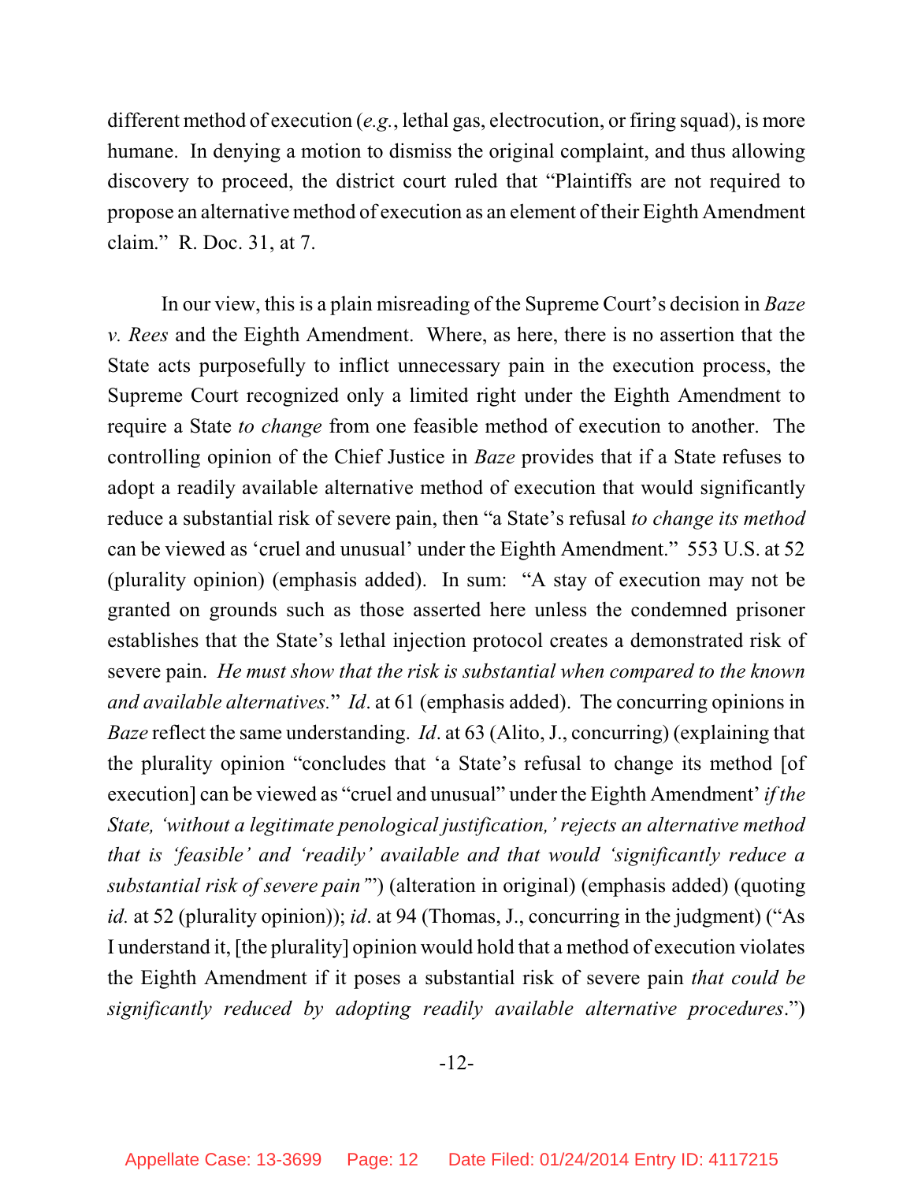different method of execution (*e.g.*, lethal gas, electrocution, or firing squad), is more humane. In denying a motion to dismiss the original complaint, and thus allowing discovery to proceed, the district court ruled that "Plaintiffs are not required to propose an alternative method of execution as an element of their Eighth Amendment claim." R. Doc. 31, at 7.

In our view, this is a plain misreading of the Supreme Court's decision in *Baze v. Rees* and the Eighth Amendment. Where, as here, there is no assertion that the State acts purposefully to inflict unnecessary pain in the execution process, the Supreme Court recognized only a limited right under the Eighth Amendment to require a State *to change* from one feasible method of execution to another. The controlling opinion of the Chief Justice in *Baze* provides that if a State refuses to adopt a readily available alternative method of execution that would significantly reduce a substantial risk of severe pain, then "a State's refusal *to change its method* can be viewed as 'cruel and unusual' under the Eighth Amendment." 553 U.S. at 52 (plurality opinion) (emphasis added). In sum: "A stay of execution may not be granted on grounds such as those asserted here unless the condemned prisoner establishes that the State's lethal injection protocol creates a demonstrated risk of severe pain. *He must show that the risk is substantial when compared to the known and available alternatives.*" *Id*. at 61 (emphasis added). The concurring opinions in *Baze* reflect the same understanding. *Id*. at 63 (Alito, J., concurring) (explaining that the plurality opinion "concludes that 'a State's refusal to change its method [of execution] can be viewed as "cruel and unusual" under the Eighth Amendment' *if the State, 'without a legitimate penological justification,' rejects an alternative method that is 'feasible' and 'readily' available and that would 'significantly reduce a substantial risk of severe pain'*") (alteration in original) (emphasis added) (quoting *id.* at 52 (plurality opinion)); *id*. at 94 (Thomas, J., concurring in the judgment) ("As I understand it, [the plurality] opinion would hold that a method of execution violates the Eighth Amendment if it poses a substantial risk of severe pain *that could be significantly reduced by adopting readily available alternative procedures*.")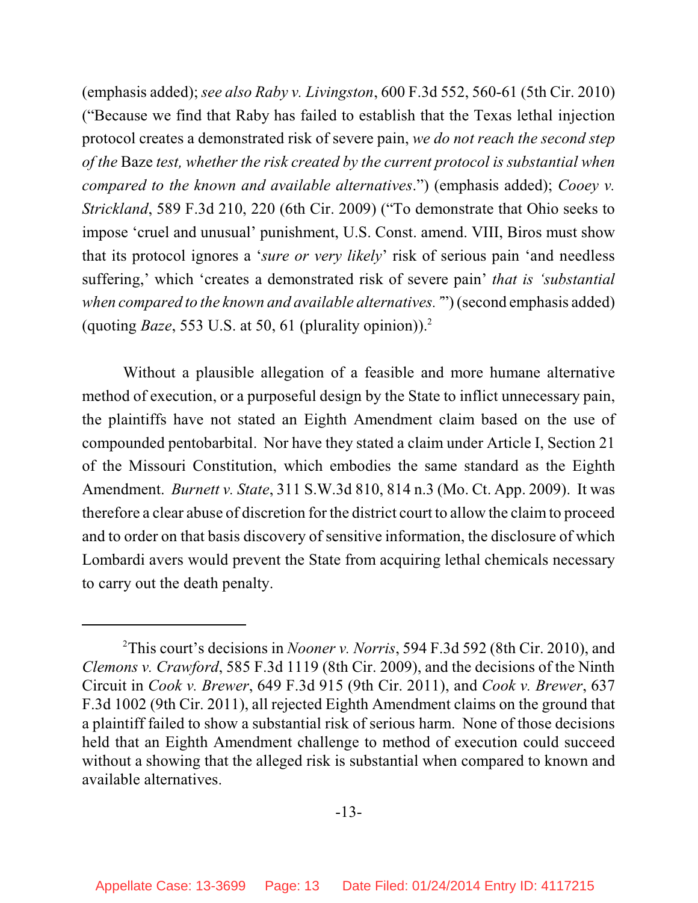(emphasis added); *see also Raby v. Livingston*, 600 F.3d 552, 560-61 (5th Cir. 2010) ("Because we find that Raby has failed to establish that the Texas lethal injection protocol creates a demonstrated risk of severe pain, *we do not reach the second step of the* Baze *test, whether the risk created by the current protocol is substantial when compared to the known and available alternatives*.") (emphasis added); *Cooey v. Strickland*, 589 F.3d 210, 220 (6th Cir. 2009) ("To demonstrate that Ohio seeks to impose 'cruel and unusual' punishment, U.S. Const. amend. VIII, Biros must show that its protocol ignores a '*sure or very likely*' risk of serious pain 'and needless suffering,' which 'creates a demonstrated risk of severe pain' *that is 'substantial when compared to the known and available alternatives.'*") (second emphasis added) (quoting *Baze*, 553 U.S. at 50, 61 (plurality opinion)).[2]

Without a plausible allegation of a feasible and more humane alternative method of execution, or a purposeful design by the State to inflict unnecessary pain, the plaintiffs have not stated an Eighth Amendment claim based on the use of compounded pentobarbital. Nor have they stated a claim under Article I, Section 21 of the Missouri Constitution, which embodies the same standard as the Eighth Amendment. *Burnett v. State*, 311 S.W.3d 810, 814 n.3 (Mo. Ct. App. 2009). It was therefore a clear abuse of discretion for the district court to allow the claim to proceed and to order on that basis discovery of sensitive information, the disclosure of which Lombardi avers would prevent the State from acquiring lethal chemicals necessary to carry out the death penalty.

---

[2]This court's decisions in *Nooner v. Norris*, 594 F.3d 592 (8th Cir. 2010), and *Clemons v. Crawford*, 585 F.3d 1119 (8th Cir. 2009), and the decisions of the Ninth Circuit in *Cook v. Brewer*, 649 F.3d 915 (9th Cir. 2011), and *Cook v. Brewer*, 637 F.3d 1002 (9th Cir. 2011), all rejected Eighth Amendment claims on the ground that a plaintiff failed to show a substantial risk of serious harm. None of those decisions held that an Eighth Amendment challenge to method of execution could succeed without a showing that the alleged risk is substantial when compared to known and available alternatives.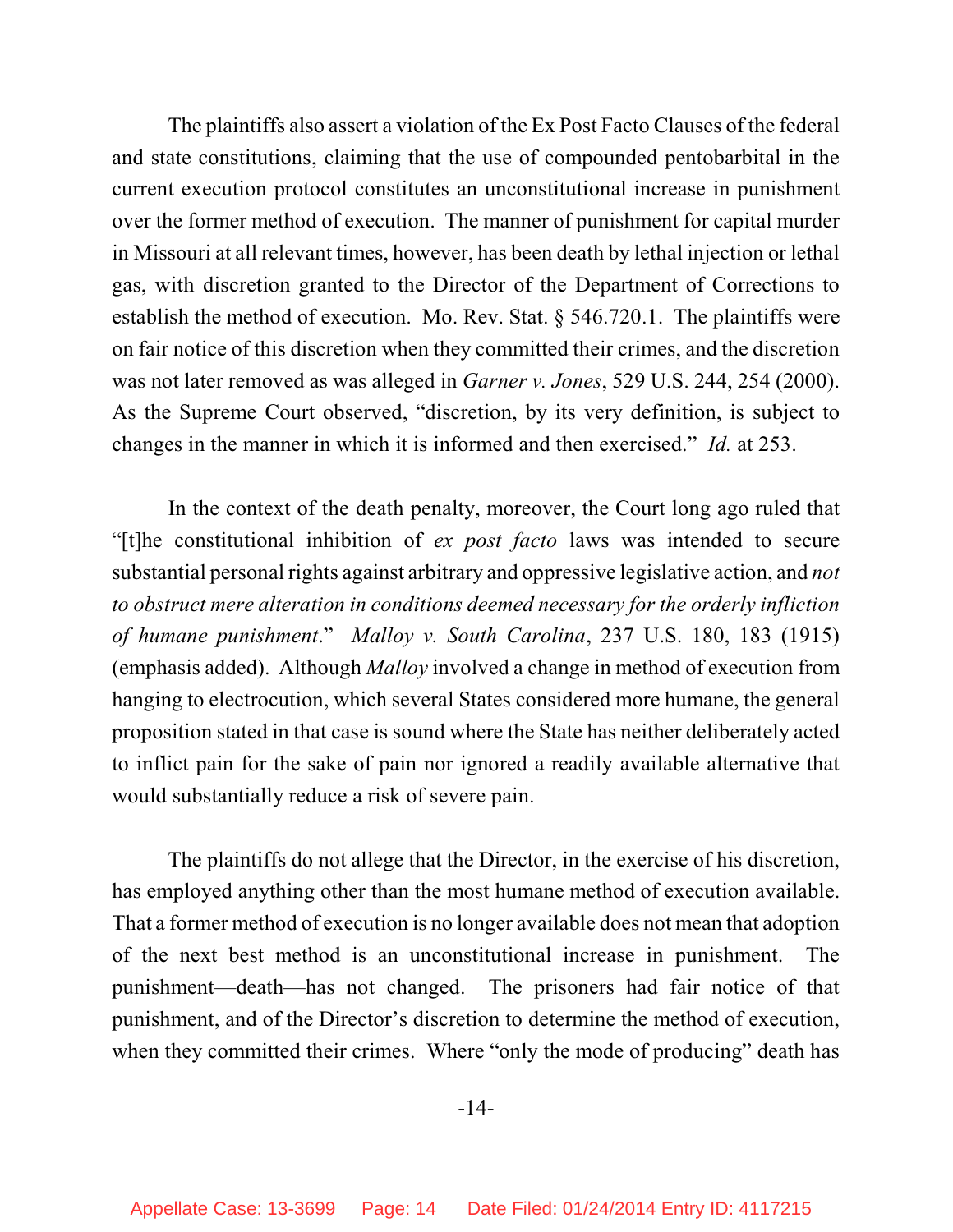The plaintiffs also assert a violation of the Ex Post Facto Clauses of the federal and state constitutions, claiming that the use of compounded pentobarbital in the current execution protocol constitutes an unconstitutional increase in punishment over the former method of execution. The manner of punishment for capital murder in Missouri at all relevant times, however, has been death by lethal injection or lethal gas, with discretion granted to the Director of the Department of Corrections to establish the method of execution. Mo. Rev. Stat. § 546.720.1. The plaintiffs were on fair notice of this discretion when they committed their crimes, and the discretion was not later removed as was alleged in *Garner v. Jones*, 529 U.S. 244, 254 (2000). As the Supreme Court observed, "discretion, by its very definition, is subject to changes in the manner in which it is informed and then exercised." *Id.* at 253.

In the context of the death penalty, moreover, the Court long ago ruled that "[t]he constitutional inhibition of *ex post facto* laws was intended to secure substantial personal rights against arbitrary and oppressive legislative action, and *not to obstruct mere alteration in conditions deemed necessary for the orderly infliction of humane punishment*." *Malloy v. South Carolina*, 237 U.S. 180, 183 (1915) (emphasis added). Although *Malloy* involved a change in method of execution from hanging to electrocution, which several States considered more humane, the general proposition stated in that case is sound where the State has neither deliberately acted to inflict pain for the sake of pain nor ignored a readily available alternative that would substantially reduce a risk of severe pain.

The plaintiffs do not allege that the Director, in the exercise of his discretion, has employed anything other than the most humane method of execution available. That a former method of execution is no longer available does not mean that adoption of the next best method is an unconstitutional increase in punishment. The punishment—death—has not changed. The prisoners had fair notice of that punishment, and of the Director's discretion to determine the method of execution, when they committed their crimes. Where "only the mode of producing" death has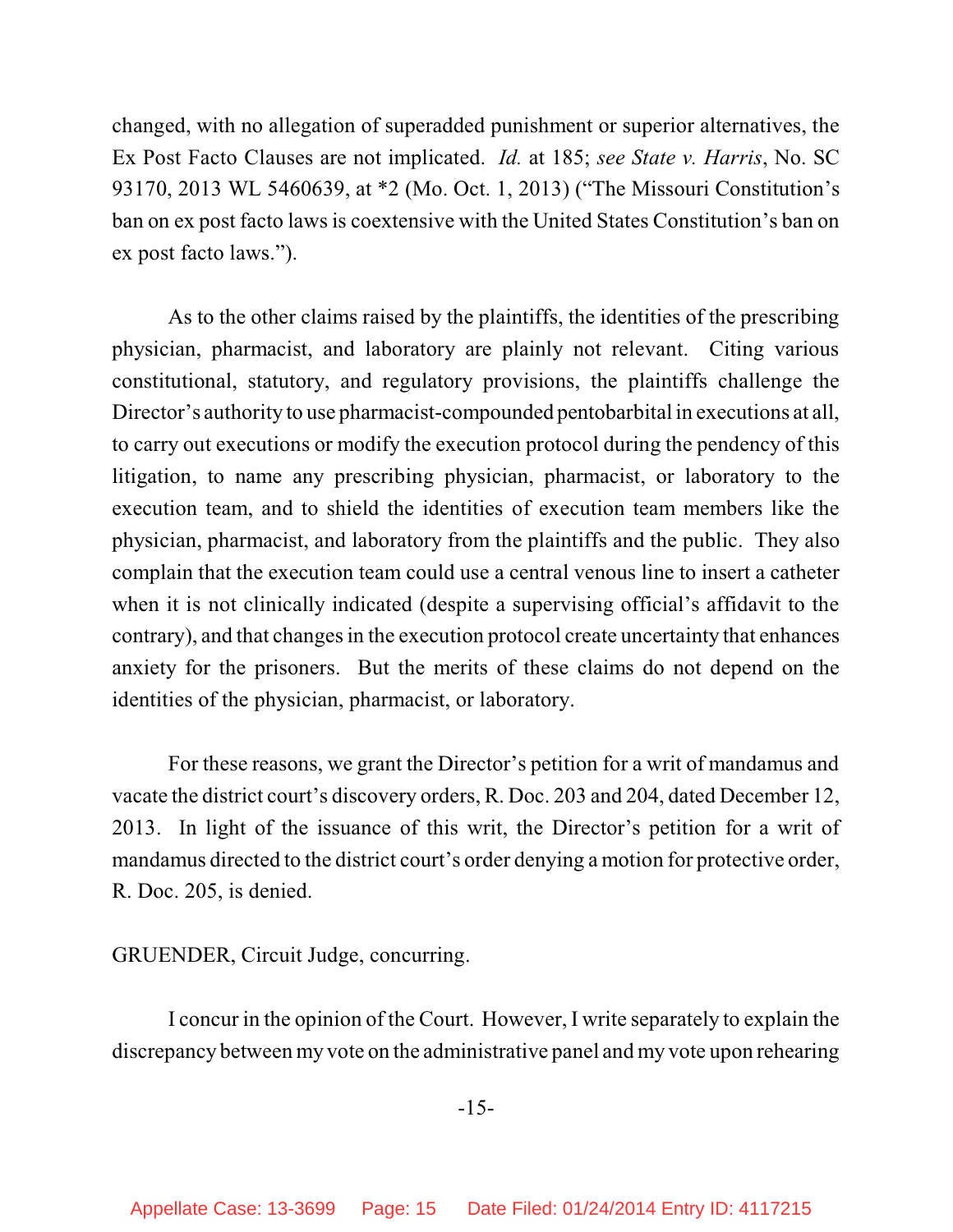changed, with no allegation of superadded punishment or superior alternatives, the Ex Post Facto Clauses are not implicated. *Id.* at 185; *see State v. Harris*, No. SC 93170, 2013 WL 5460639, at *2 (Mo. Oct. 1, 2013) ("The Missouri Constitution's ban on ex post facto laws is coextensive with the United States Constitution's ban on ex post facto laws.").

As to the other claims raised by the plaintiffs, the identities of the prescribing physician, pharmacist, and laboratory are plainly not relevant. Citing various constitutional, statutory, and regulatory provisions, the plaintiffs challenge the Director's authority to use pharmacist-compounded pentobarbital in executions at all, to carry out executions or modify the execution protocol during the pendency of this litigation, to name any prescribing physician, pharmacist, or laboratory to the execution team, and to shield the identities of execution team members like the physician, pharmacist, and laboratory from the plaintiffs and the public. They also complain that the execution team could use a central venous line to insert a catheter when it is not clinically indicated (despite a supervising official's affidavit to the contrary), and that changes in the execution protocol create uncertainty that enhances anxiety for the prisoners. But the merits of these claims do not depend on the identities of the physician, pharmacist, or laboratory.

For these reasons, we grant the Director's petition for a writ of mandamus and vacate the district court's discovery orders, R. Doc. 203 and 204, dated December 12, 2013. In light of the issuance of this writ, the Director's petition for a writ of mandamus directed to the district court's order denying a motion for protective order, R. Doc. 205, is denied.

GRUENDER, Circuit Judge, concurring.

I concur in the opinion of the Court. However, I write separately to explain the discrepancy between my vote on the administrative panel and my vote upon rehearing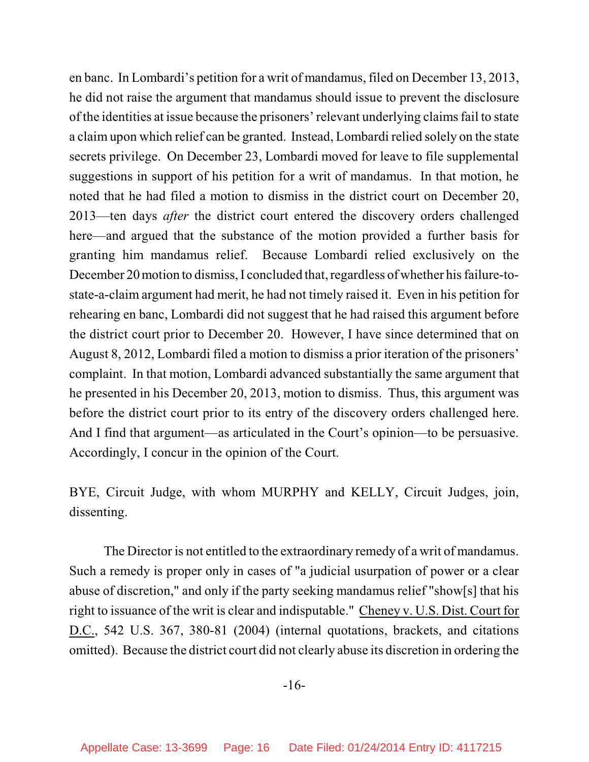en banc. In Lombardi's petition for a writ of mandamus, filed on December 13, 2013, he did not raise the argument that mandamus should issue to prevent the disclosure of the identities at issue because the prisoners' relevant underlying claims fail to state a claim upon which relief can be granted. Instead, Lombardi relied solely on the state secrets privilege. On December 23, Lombardi moved for leave to file supplemental suggestions in support of his petition for a writ of mandamus. In that motion, he noted that he had filed a motion to dismiss in the district court on December 20, 2013—ten days *after* the district court entered the discovery orders challenged here—and argued that the substance of the motion provided a further basis for granting him mandamus relief. Because Lombardi relied exclusively on the December 20 motion to dismiss, I concluded that, regardless of whether his failure-to-state-a-claim argument had merit, he had not timely raised it. Even in his petition for rehearing en banc, Lombardi did not suggest that he had raised this argument before the district court prior to December 20. However, I have since determined that on August 8, 2012, Lombardi filed a motion to dismiss a prior iteration of the prisoners' complaint. In that motion, Lombardi advanced substantially the same argument that he presented in his December 20, 2013, motion to dismiss. Thus, this argument was before the district court prior to its entry of the discovery orders challenged here. And I find that argument—as articulated in the Court's opinion—to be persuasive. Accordingly, I concur in the opinion of the Court.

BYE, Circuit Judge, with whom MURPHY and KELLY, Circuit Judges, join, dissenting.

The Director is not entitled to the extraordinary remedy of a writ of mandamus. Such a remedy is proper only in cases of "a judicial usurpation of power or a clear abuse of discretion," and only if the party seeking mandamus relief "show[s] that his right to issuance of the writ is clear and indisputable." Cheney v. U.S. Dist. Court for D.C., 542 U.S. 367, 380-81 (2004) (internal quotations, brackets, and citations omitted). Because the district court did not clearly abuse its discretion in ordering the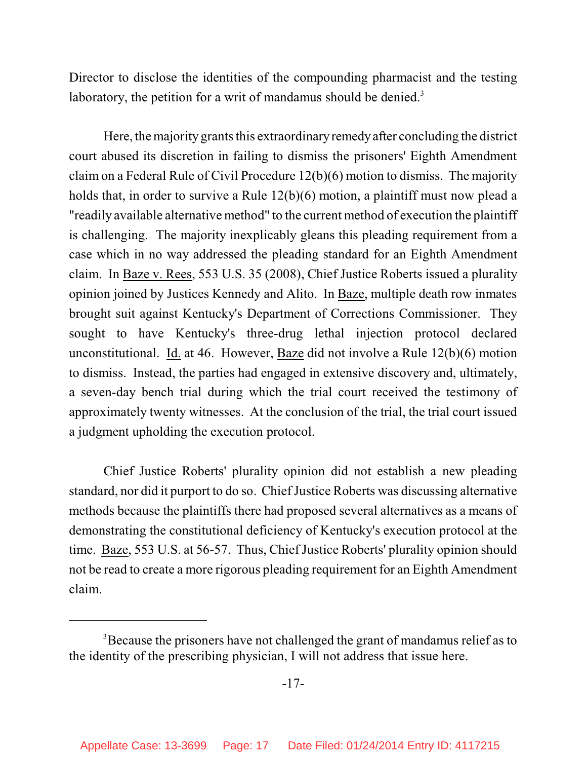Director to disclose the identities of the compounding pharmacist and the testing laboratory, the petition for a writ of mandamus should be denied.[3]

Here, the majority grants this extraordinary remedy after concluding the district court abused its discretion in failing to dismiss the prisoners' Eighth Amendment claim on a Federal Rule of Civil Procedure 12(b)(6) motion to dismiss. The majority holds that, in order to survive a Rule 12(b)(6) motion, a plaintiff must now plead a "readily available alternative method" to the current method of execution the plaintiff is challenging. The majority inexplicably gleans this pleading requirement from a case which in no way addressed the pleading standard for an Eighth Amendment claim. In Baze v. Rees, 553 U.S. 35 (2008), Chief Justice Roberts issued a plurality opinion joined by Justices Kennedy and Alito. In Baze, multiple death row inmates brought suit against Kentucky's Department of Corrections Commissioner. They sought to have Kentucky's three-drug lethal injection protocol declared unconstitutional. Id. at 46. However, Baze did not involve a Rule 12(b)(6) motion to dismiss. Instead, the parties had engaged in extensive discovery and, ultimately, a seven-day bench trial during which the trial court received the testimony of approximately twenty witnesses. At the conclusion of the trial, the trial court issued a judgment upholding the execution protocol.

Chief Justice Roberts' plurality opinion did not establish a new pleading standard, nor did it purport to do so. Chief Justice Roberts was discussing alternative methods because the plaintiffs there had proposed several alternatives as a means of demonstrating the constitutional deficiency of Kentucky's execution protocol at the time. Baze, 553 U.S. at 56-57. Thus, Chief Justice Roberts' plurality opinion should not be read to create a more rigorous pleading requirement for an Eighth Amendment claim.

---

[3]Because the prisoners have not challenged the grant of mandamus relief as to the identity of the prescribing physician, I will not address that issue here.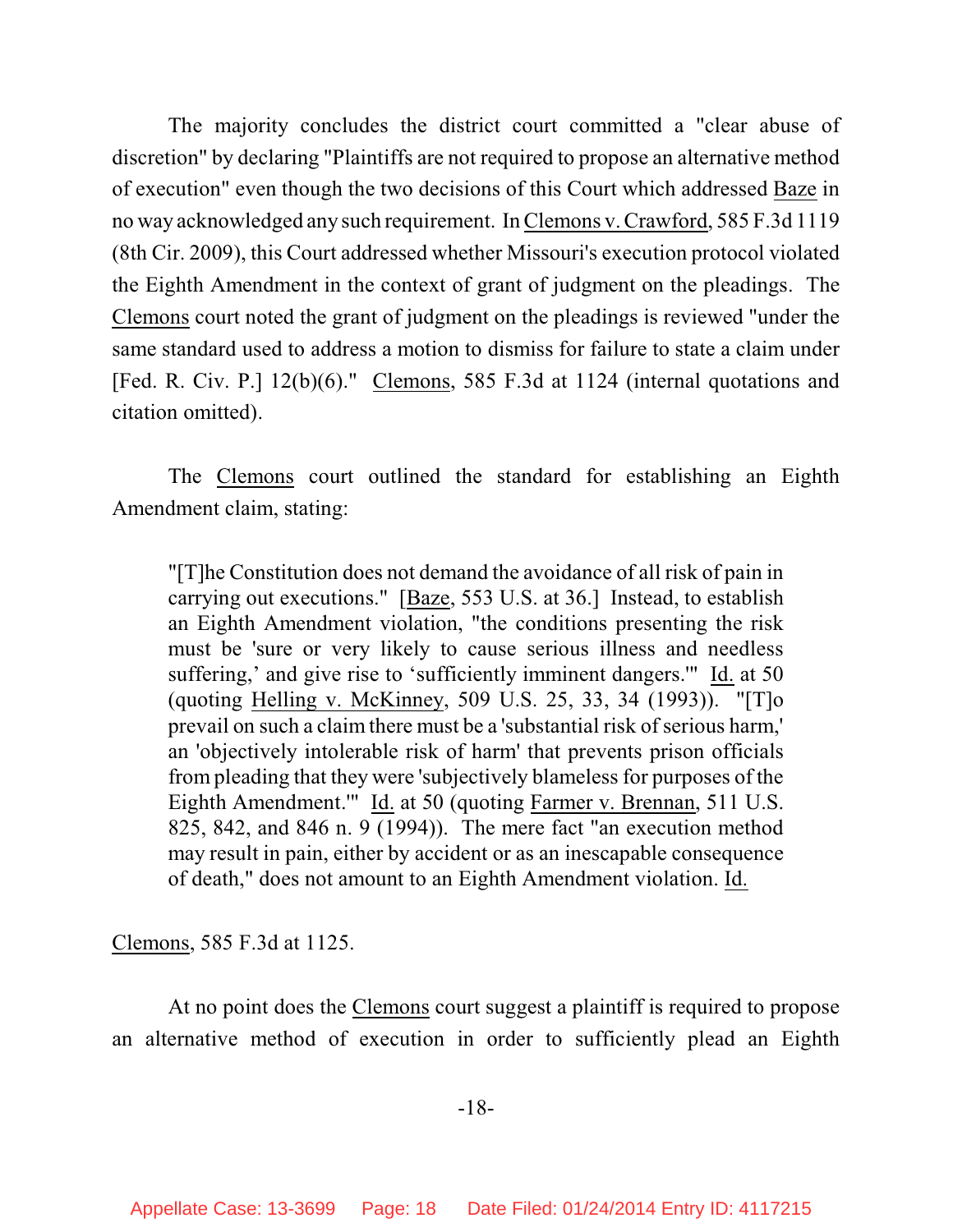The majority concludes the district court committed a "clear abuse of discretion" by declaring "Plaintiffs are not required to propose an alternative method of execution" even though the two decisions of this Court which addressed Baze in no way acknowledged any such requirement. In Clemons v. Crawford, 585 F.3d 1119 (8th Cir. 2009), this Court addressed whether Missouri's execution protocol violated the Eighth Amendment in the context of grant of judgment on the pleadings. The Clemons court noted the grant of judgment on the pleadings is reviewed "under the same standard used to address a motion to dismiss for failure to state a claim under [Fed. R. Civ. P.] 12(b)(6)." Clemons, 585 F.3d at 1124 (internal quotations and citation omitted).

The Clemons court outlined the standard for establishing an Eighth Amendment claim, stating:

> "[T]he Constitution does not demand the avoidance of all risk of pain in carrying out executions." [Baze, 553 U.S. at 36.] Instead, to establish an Eighth Amendment violation, "the conditions presenting the risk must be 'sure or very likely to cause serious illness and needless suffering,' and give rise to 'sufficiently imminent dangers.'" Id. at 50 (quoting Helling v. McKinney, 509 U.S. 25, 33, 34 (1993)). "[T]o prevail on such a claim there must be a 'substantial risk of serious harm,' an 'objectively intolerable risk of harm' that prevents prison officials from pleading that they were 'subjectively blameless for purposes of the Eighth Amendment.'" Id. at 50 (quoting Farmer v. Brennan, 511 U.S. 825, 842, and 846 n. 9 (1994)). The mere fact "an execution method may result in pain, either by accident or as an inescapable consequence of death," does not amount to an Eighth Amendment violation. Id.

Clemons, 585 F.3d at 1125.

At no point does the Clemons court suggest a plaintiff is required to propose an alternative method of execution in order to sufficiently plead an Eighth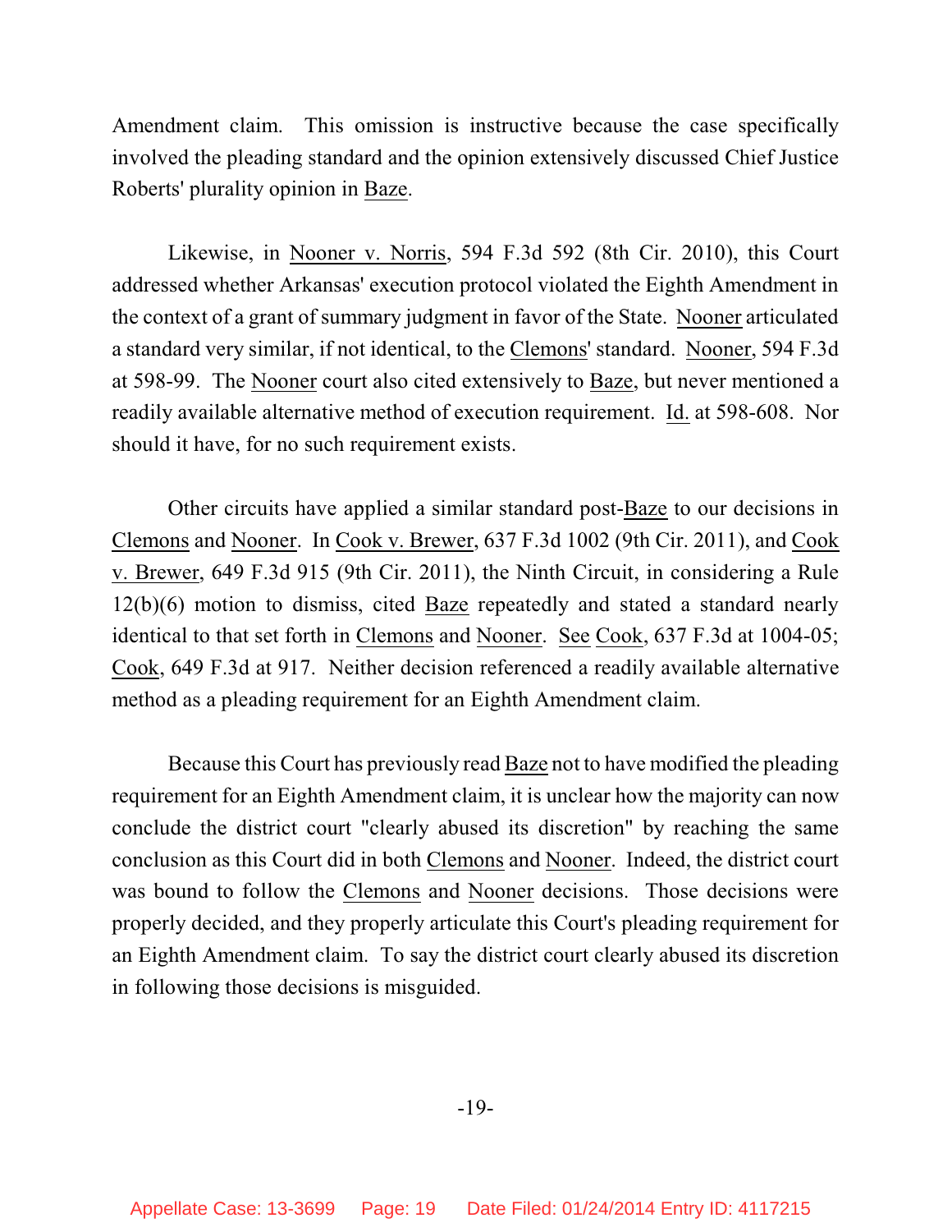Amendment claim. This omission is instructive because the case specifically involved the pleading standard and the opinion extensively discussed Chief Justice Roberts' plurality opinion in Baze.

Likewise, in Nooner v. Norris, 594 F.3d 592 (8th Cir. 2010), this Court addressed whether Arkansas' execution protocol violated the Eighth Amendment in the context of a grant of summary judgment in favor of the State. Nooner articulated a standard very similar, if not identical, to the Clemons' standard. Nooner, 594 F.3d at 598-99. The Nooner court also cited extensively to Baze, but never mentioned a readily available alternative method of execution requirement. Id. at 598-608. Nor should it have, for no such requirement exists.

Other circuits have applied a similar standard post-Baze to our decisions in Clemons and Nooner. In Cook v. Brewer, 637 F.3d 1002 (9th Cir. 2011), and Cook v. Brewer, 649 F.3d 915 (9th Cir. 2011), the Ninth Circuit, in considering a Rule 12(b)(6) motion to dismiss, cited Baze repeatedly and stated a standard nearly identical to that set forth in Clemons and Nooner. See Cook, 637 F.3d at 1004-05; Cook, 649 F.3d at 917. Neither decision referenced a readily available alternative method as a pleading requirement for an Eighth Amendment claim.

Because this Court has previously read Baze not to have modified the pleading requirement for an Eighth Amendment claim, it is unclear how the majority can now conclude the district court "clearly abused its discretion" by reaching the same conclusion as this Court did in both Clemons and Nooner. Indeed, the district court was bound to follow the Clemons and Nooner decisions. Those decisions were properly decided, and they properly articulate this Court's pleading requirement for an Eighth Amendment claim. To say the district court clearly abused its discretion in following those decisions is misguided.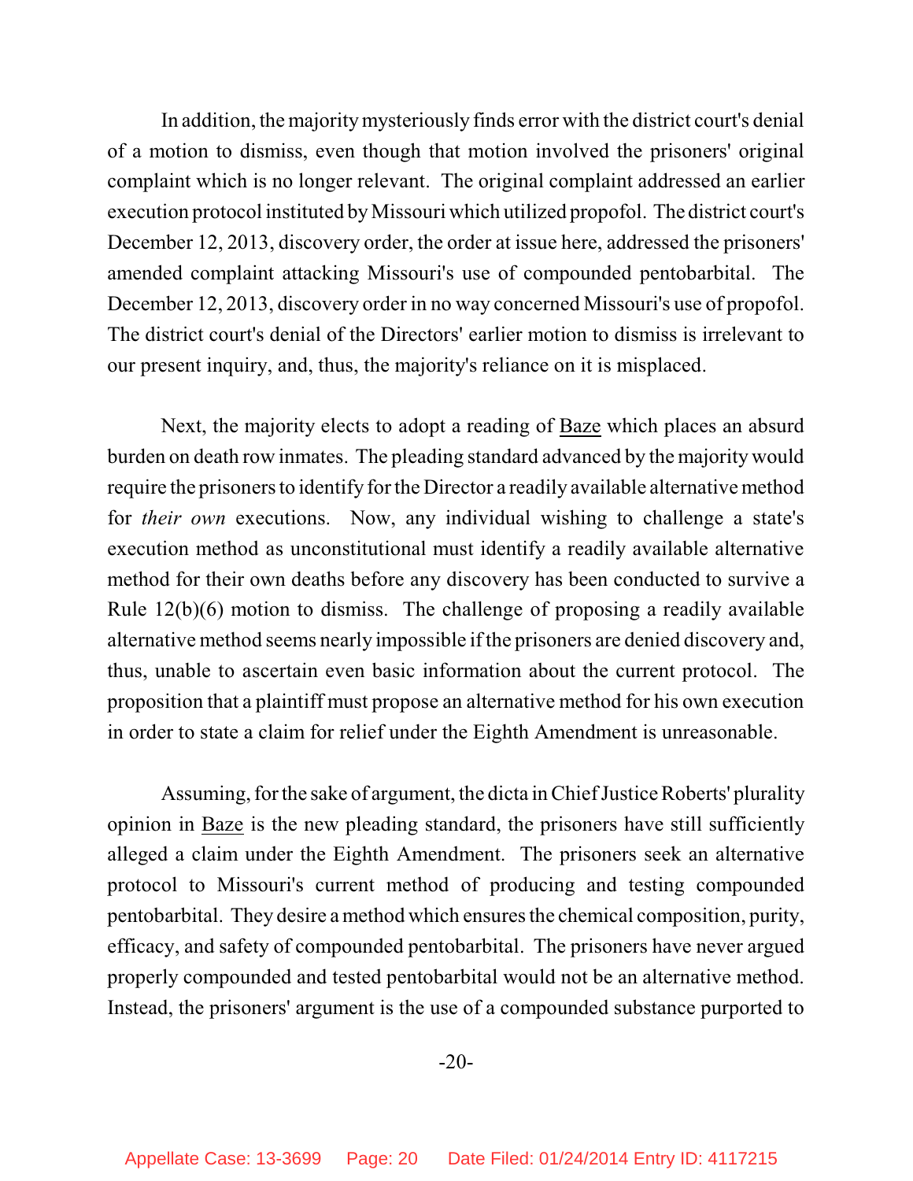In addition, the majority mysteriously finds error with the district court's denial of a motion to dismiss, even though that motion involved the prisoners' original complaint which is no longer relevant. The original complaint addressed an earlier execution protocol instituted by Missouri which utilized propofol. The district court's December 12, 2013, discovery order, the order at issue here, addressed the prisoners' amended complaint attacking Missouri's use of compounded pentobarbital. The December 12, 2013, discovery order in no way concerned Missouri's use of propofol. The district court's denial of the Directors' earlier motion to dismiss is irrelevant to our present inquiry, and, thus, the majority's reliance on it is misplaced.

Next, the majority elects to adopt a reading of Baze which places an absurd burden on death row inmates. The pleading standard advanced by the majority would require the prisoners to identify for the Director a readily available alternative method for *their own* executions. Now, any individual wishing to challenge a state's execution method as unconstitutional must identify a readily available alternative method for their own deaths before any discovery has been conducted to survive a Rule 12(b)(6) motion to dismiss. The challenge of proposing a readily available alternative method seems nearly impossible if the prisoners are denied discovery and, thus, unable to ascertain even basic information about the current protocol. The proposition that a plaintiff must propose an alternative method for his own execution in order to state a claim for relief under the Eighth Amendment is unreasonable.

Assuming, for the sake of argument, the dicta in Chief Justice Roberts' plurality opinion in Baze is the new pleading standard, the prisoners have still sufficiently alleged a claim under the Eighth Amendment. The prisoners seek an alternative protocol to Missouri's current method of producing and testing compounded pentobarbital. They desire a method which ensures the chemical composition, purity, efficacy, and safety of compounded pentobarbital. The prisoners have never argued properly compounded and tested pentobarbital would not be an alternative method. Instead, the prisoners' argument is the use of a compounded substance purported to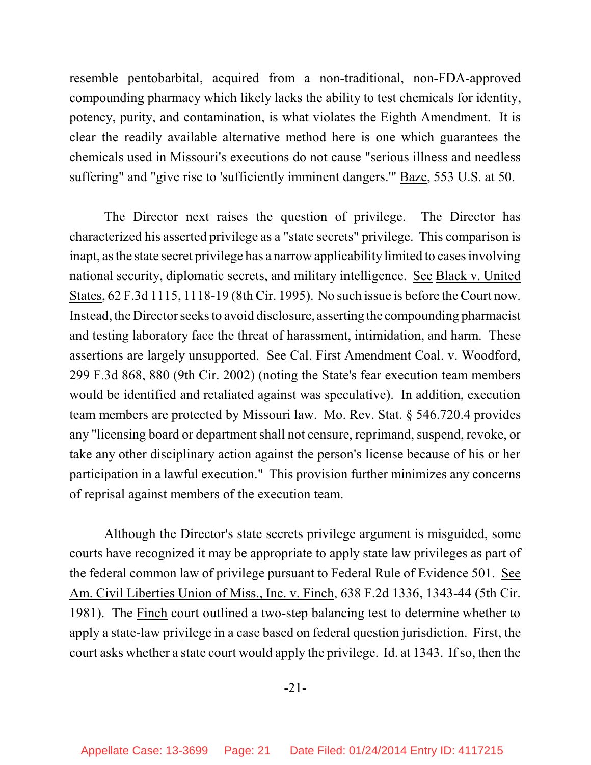resemble pentobarbital, acquired from a non-traditional, non-FDA-approved compounding pharmacy which likely lacks the ability to test chemicals for identity, potency, purity, and contamination, is what violates the Eighth Amendment. It is clear the readily available alternative method here is one which guarantees the chemicals used in Missouri's executions do not cause "serious illness and needless suffering" and "give rise to 'sufficiently imminent dangers.'" Baze, 553 U.S. at 50.

The Director next raises the question of privilege. The Director has characterized his asserted privilege as a "state secrets" privilege. This comparison is inapt, as the state secret privilege has a narrow applicability limited to cases involving national security, diplomatic secrets, and military intelligence. See Black v. United States, 62 F.3d 1115, 1118-19 (8th Cir. 1995). No such issue is before the Court now. Instead, the Director seeks to avoid disclosure, asserting the compounding pharmacist and testing laboratory face the threat of harassment, intimidation, and harm. These assertions are largely unsupported. See Cal. First Amendment Coal. v. Woodford, 299 F.3d 868, 880 (9th Cir. 2002) (noting the State's fear execution team members would be identified and retaliated against was speculative). In addition, execution team members are protected by Missouri law. Mo. Rev. Stat. § 546.720.4 provides any "licensing board or department shall not censure, reprimand, suspend, revoke, or take any other disciplinary action against the person's license because of his or her participation in a lawful execution." This provision further minimizes any concerns of reprisal against members of the execution team.

Although the Director's state secrets privilege argument is misguided, some courts have recognized it may be appropriate to apply state law privileges as part of the federal common law of privilege pursuant to Federal Rule of Evidence 501. See Am. Civil Liberties Union of Miss., Inc. v. Finch, 638 F.2d 1336, 1343-44 (5th Cir. 1981). The Finch court outlined a two-step balancing test to determine whether to apply a state-law privilege in a case based on federal question jurisdiction. First, the court asks whether a state court would apply the privilege. Id. at 1343. If so, then the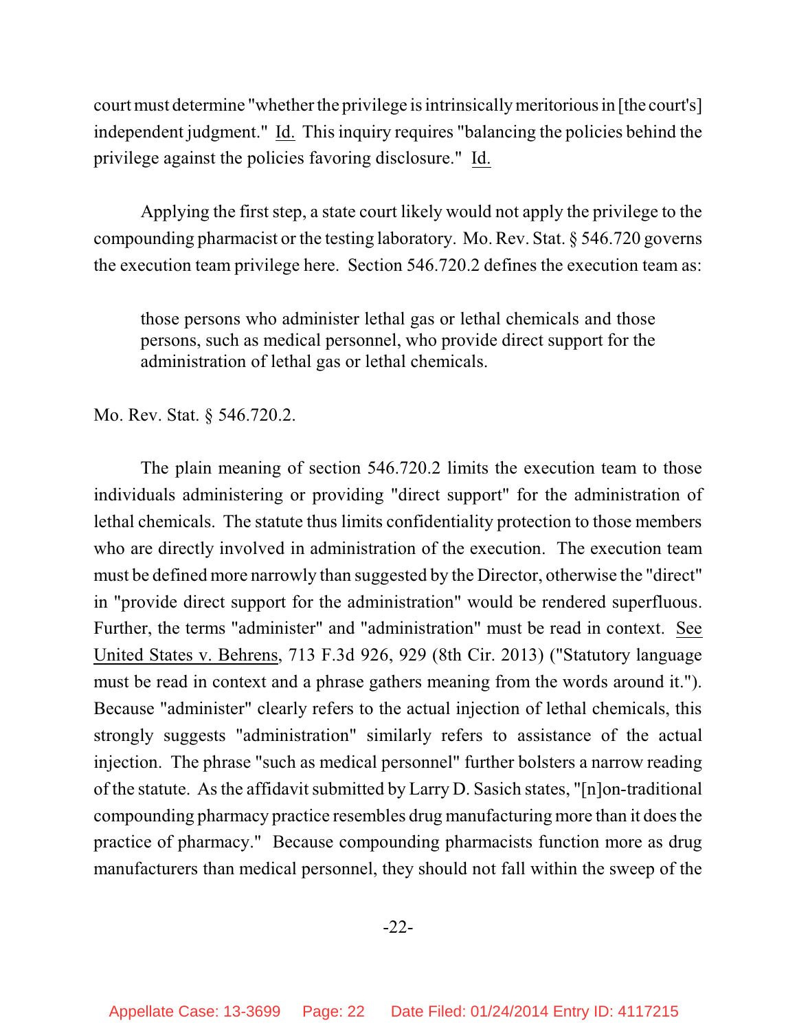court must determine "whether the privilege is intrinsically meritorious in [the court's] independent judgment." Id. This inquiry requires "balancing the policies behind the privilege against the policies favoring disclosure." Id.

Applying the first step, a state court likely would not apply the privilege to the compounding pharmacist or the testing laboratory. Mo. Rev. Stat. § 546.720 governs the execution team privilege here. Section 546.720.2 defines the execution team as:

> those persons who administer lethal gas or lethal chemicals and those persons, such as medical personnel, who provide direct support for the administration of lethal gas or lethal chemicals.

Mo. Rev. Stat. § 546.720.2.

The plain meaning of section 546.720.2 limits the execution team to those individuals administering or providing "direct support" for the administration of lethal chemicals. The statute thus limits confidentiality protection to those members who are directly involved in administration of the execution. The execution team must be defined more narrowly than suggested by the Director, otherwise the "direct" in "provide direct support for the administration" would be rendered superfluous. Further, the terms "administer" and "administration" must be read in context. See United States v. Behrens, 713 F.3d 926, 929 (8th Cir. 2013) ("Statutory language must be read in context and a phrase gathers meaning from the words around it."). Because "administer" clearly refers to the actual injection of lethal chemicals, this strongly suggests "administration" similarly refers to assistance of the actual injection. The phrase "such as medical personnel" further bolsters a narrow reading of the statute. As the affidavit submitted by Larry D. Sasich states, "[n]on-traditional compounding pharmacy practice resembles drug manufacturing more than it does the practice of pharmacy." Because compounding pharmacists function more as drug manufacturers than medical personnel, they should not fall within the sweep of the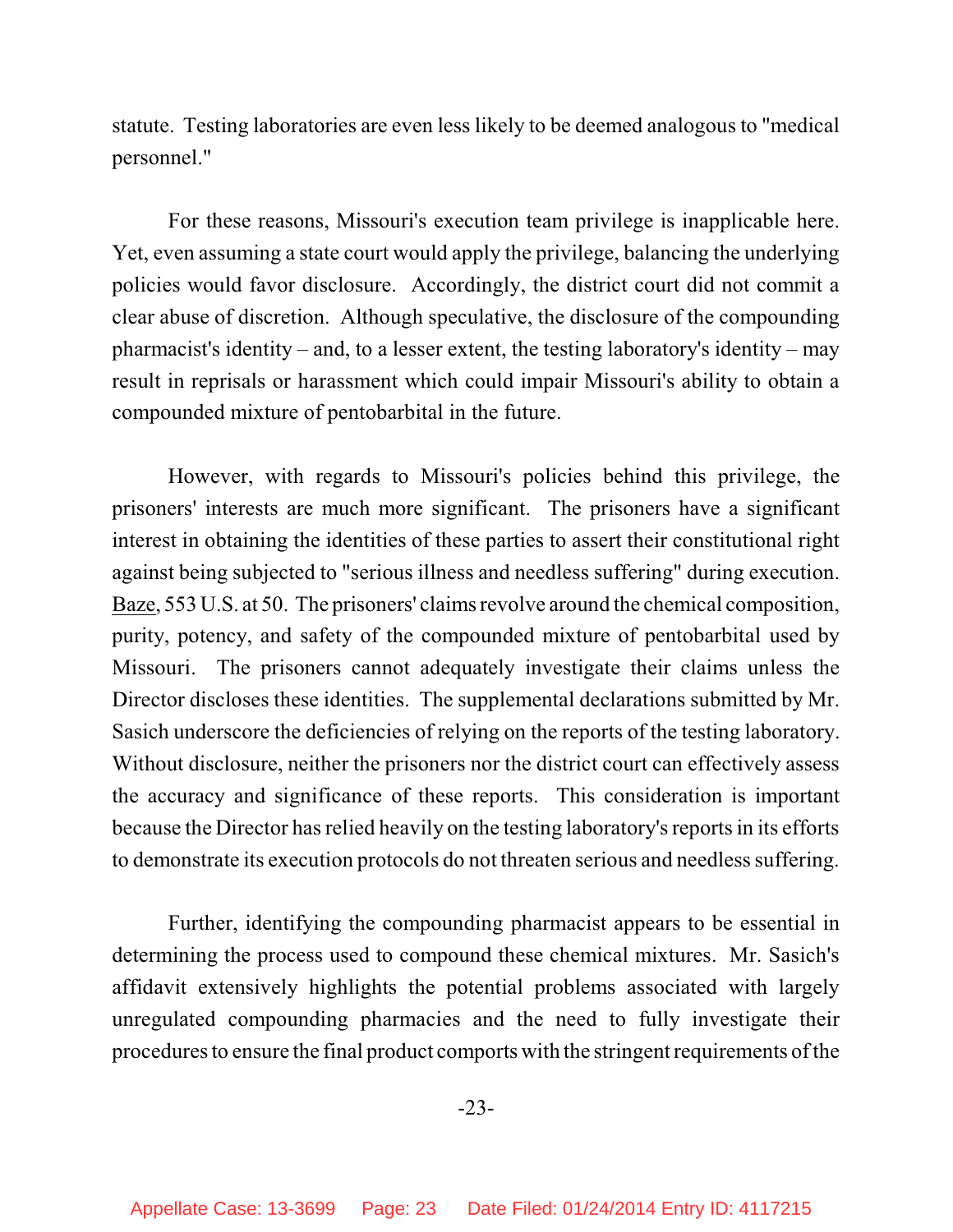statute. Testing laboratories are even less likely to be deemed analogous to "medical personnel."

For these reasons, Missouri's execution team privilege is inapplicable here. Yet, even assuming a state court would apply the privilege, balancing the underlying policies would favor disclosure. Accordingly, the district court did not commit a clear abuse of discretion. Although speculative, the disclosure of the compounding pharmacist's identity – and, to a lesser extent, the testing laboratory's identity – may result in reprisals or harassment which could impair Missouri's ability to obtain a compounded mixture of pentobarbital in the future.

However, with regards to Missouri's policies behind this privilege, the prisoners' interests are much more significant. The prisoners have a significant interest in obtaining the identities of these parties to assert their constitutional right against being subjected to "serious illness and needless suffering" during execution. Baze, 553 U.S. at 50. The prisoners' claims revolve around the chemical composition, purity, potency, and safety of the compounded mixture of pentobarbital used by Missouri. The prisoners cannot adequately investigate their claims unless the Director discloses these identities. The supplemental declarations submitted by Mr. Sasich underscore the deficiencies of relying on the reports of the testing laboratory. Without disclosure, neither the prisoners nor the district court can effectively assess the accuracy and significance of these reports. This consideration is important because the Director has relied heavily on the testing laboratory's reports in its efforts to demonstrate its execution protocols do not threaten serious and needless suffering.

Further, identifying the compounding pharmacist appears to be essential in determining the process used to compound these chemical mixtures. Mr. Sasich's affidavit extensively highlights the potential problems associated with largely unregulated compounding pharmacies and the need to fully investigate their procedures to ensure the final product comports with the stringent requirements of the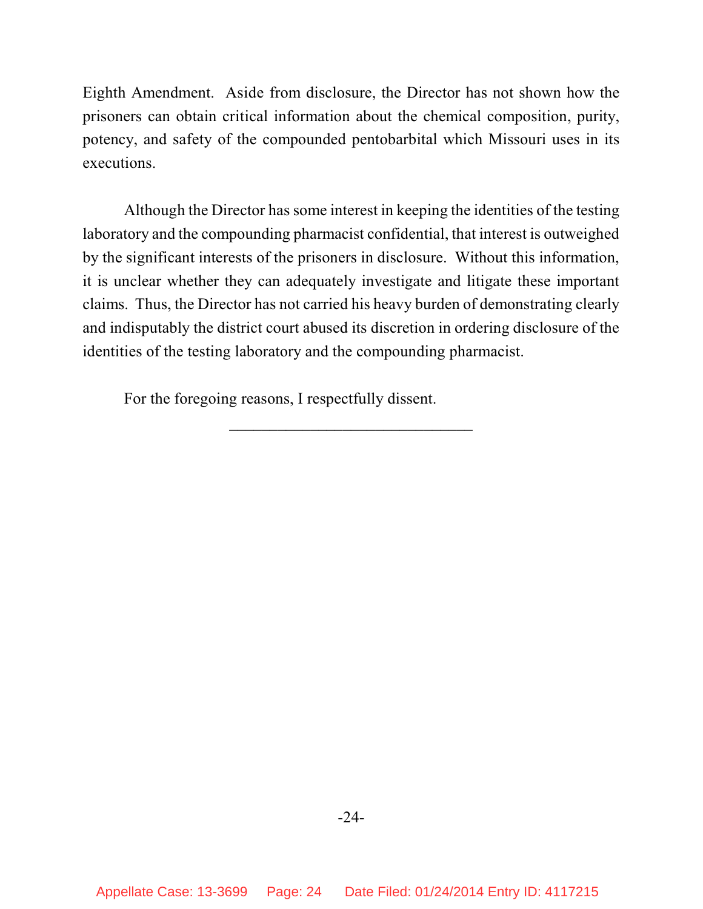Eighth Amendment. Aside from disclosure, the Director has not shown how the prisoners can obtain critical information about the chemical composition, purity, potency, and safety of the compounded pentobarbital which Missouri uses in its executions.

Although the Director has some interest in keeping the identities of the testing laboratory and the compounding pharmacist confidential, that interest is outweighed by the significant interests of the prisoners in disclosure. Without this information, it is unclear whether they can adequately investigate and litigate these important claims. Thus, the Director has not carried his heavy burden of demonstrating clearly and indisputably the district court abused its discretion in ordering disclosure of the identities of the testing laboratory and the compounding pharmacist.

For the foregoing reasons, I respectfully dissent.

______________________________